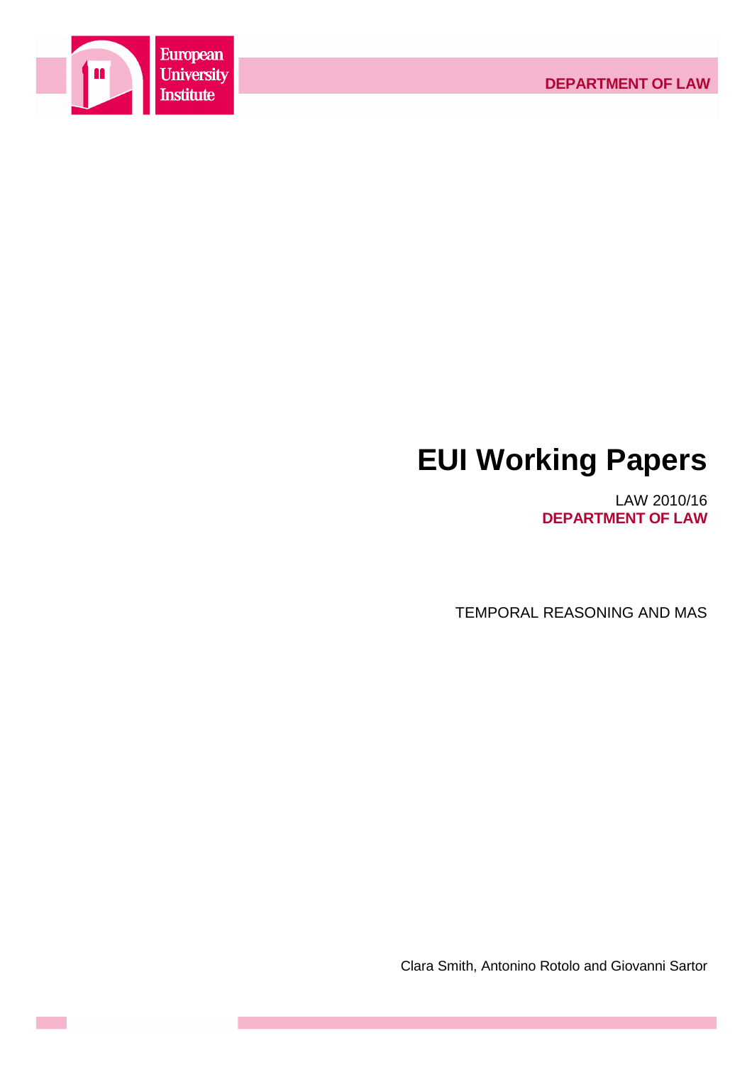European University Institute

DEPARTMENT OF LAW

# EUI Working Papers

LAW 2010/16
**DEPARTMENT OF LAW**

TEMPORAL REASONING AND MAS

Clara Smith, Antonino Rotolo and Giovanni Sartor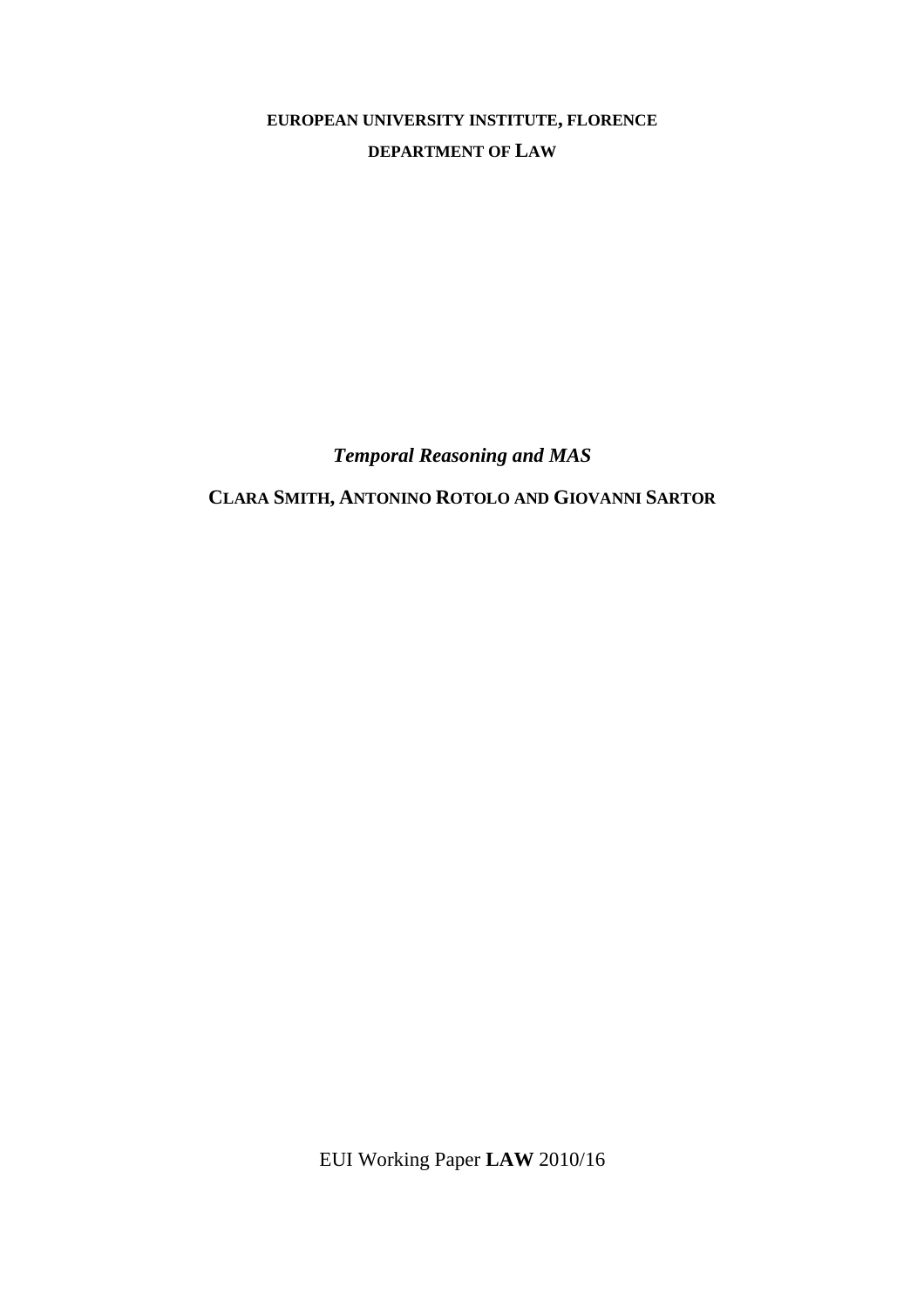**EUROPEAN UNIVERSITY INSTITUTE, FLORENCE**

**DEPARTMENT OF LAW**

***Temporal Reasoning and MAS***

**CLARA SMITH, ANTONINO ROTOLO AND GIOVANNI SARTOR**

EUI Working Paper **LAW** 2010/16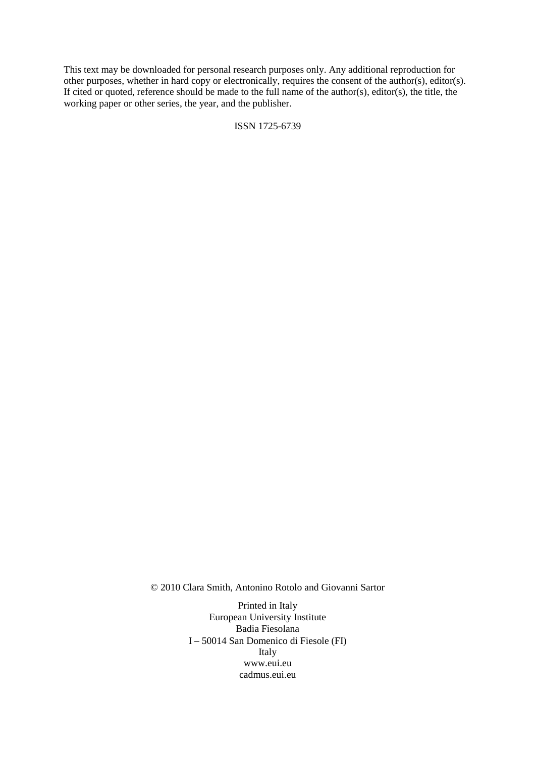This text may be downloaded for personal research purposes only. Any additional reproduction for other purposes, whether in hard copy or electronically, requires the consent of the author(s), editor(s). If cited or quoted, reference should be made to the full name of the author(s), editor(s), the title, the working paper or other series, the year, and the publisher.

ISSN 1725-6739

© 2010 Clara Smith, Antonino Rotolo and Giovanni Sartor

Printed in Italy
European University Institute
Badia Fiesolana
I – 50014 San Domenico di Fiesole (FI)
Italy
www.eui.eu
cadmus.eui.eu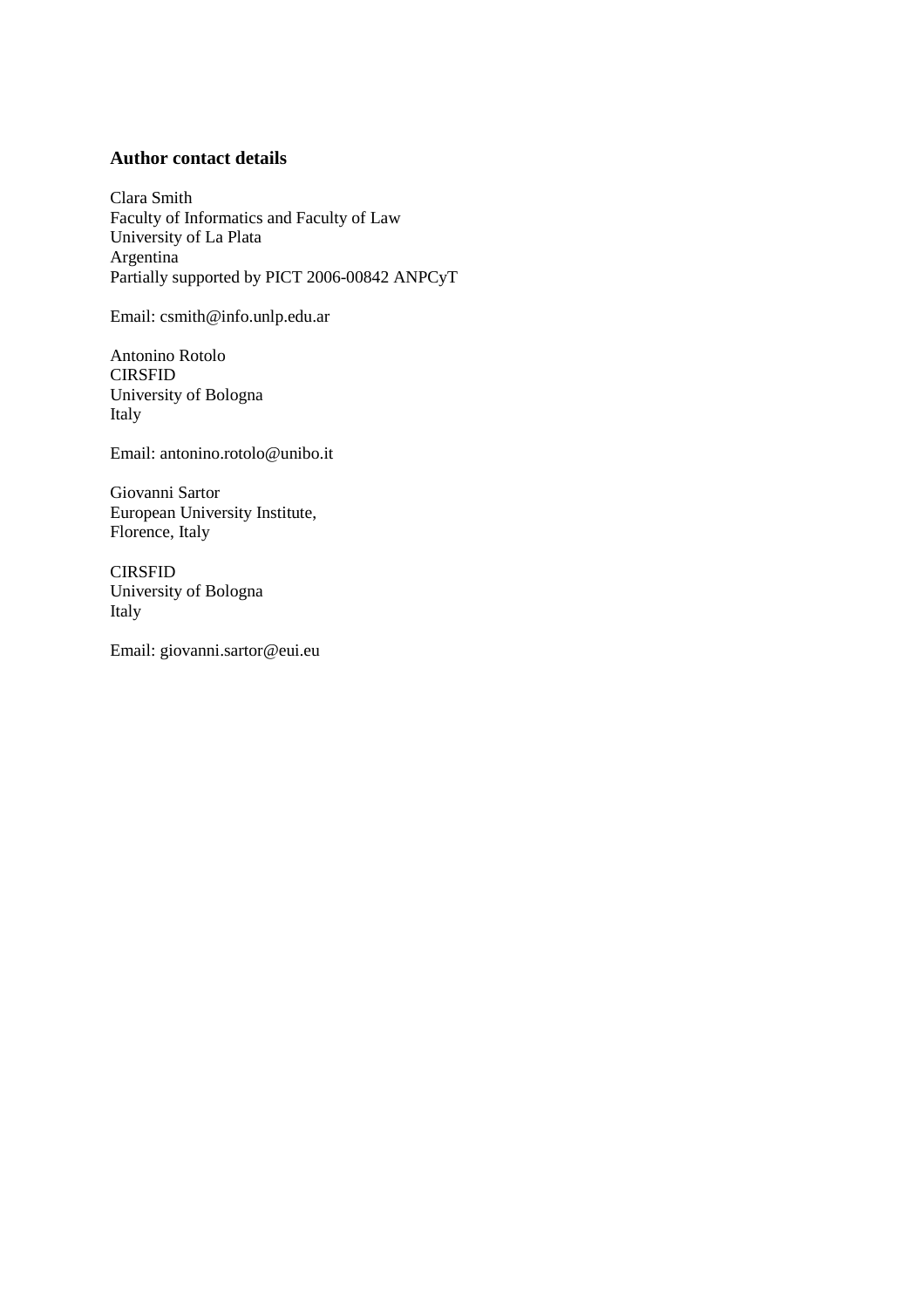### Author contact details

Clara Smith
Faculty of Informatics and Faculty of Law
University of La Plata
Argentina
Partially supported by PICT 2006-00842 ANPCyT

Email: csmith@info.unlp.edu.ar

Antonino Rotolo
CIRSFID
University of Bologna
Italy

Email: antonino.rotolo@unibo.it

Giovanni Sartor
European University Institute,
Florence, Italy

CIRSFID
University of Bologna
Italy

Email: giovanni.sartor@eui.eu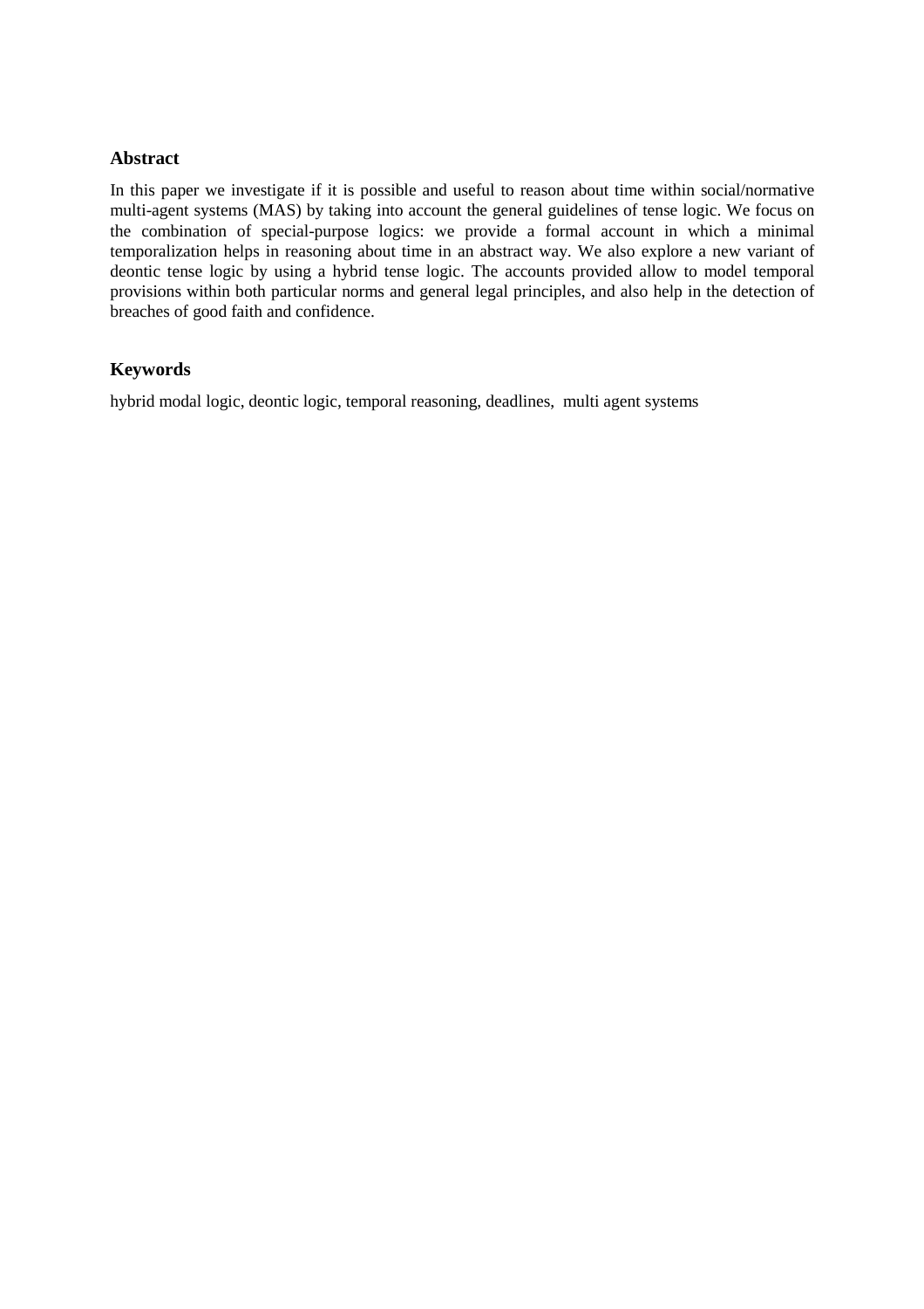## Abstract

In this paper we investigate if it is possible and useful to reason about time within social/normative multi-agent systems (MAS) by taking into account the general guidelines of tense logic. We focus on the combination of special-purpose logics: we provide a formal account in which a minimal temporalization helps in reasoning about time in an abstract way. We also explore a new variant of deontic tense logic by using a hybrid tense logic. The accounts provided allow to model temporal provisions within both particular norms and general legal principles, and also help in the detection of breaches of good faith and confidence.

## Keywords

hybrid modal logic, deontic logic, temporal reasoning, deadlines, multi agent systems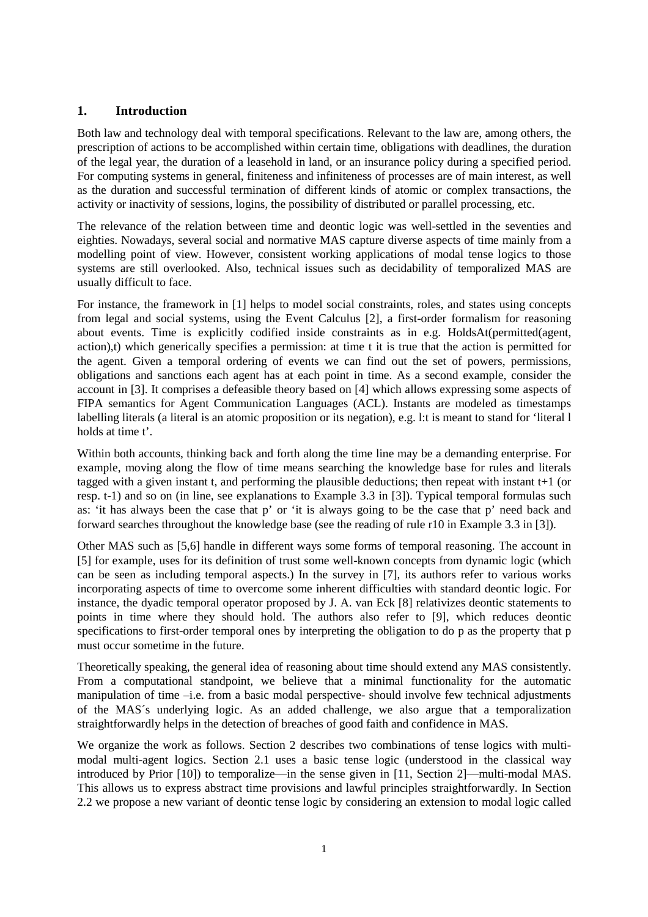## 1. Introduction

Both law and technology deal with temporal specifications. Relevant to the law are, among others, the prescription of actions to be accomplished within certain time, obligations with deadlines, the duration of the legal year, the duration of a leasehold in land, or an insurance policy during a specified period. For computing systems in general, finiteness and infiniteness of processes are of main interest, as well as the duration and successful termination of different kinds of atomic or complex transactions, the activity or inactivity of sessions, logins, the possibility of distributed or parallel processing, etc.

The relevance of the relation between time and deontic logic was well-settled in the seventies and eighties. Nowadays, several social and normative MAS capture diverse aspects of time mainly from a modelling point of view. However, consistent working applications of modal tense logics to those systems are still overlooked. Also, technical issues such as decidability of temporalized MAS are usually difficult to face.

For instance, the framework in [1] helps to model social constraints, roles, and states using concepts from legal and social systems, using the Event Calculus [2], a first-order formalism for reasoning about events. Time is explicitly codified inside constraints as in e.g. HoldsAt(permitted(agent, action),t) which generically specifies a permission: at time t it is true that the action is permitted for the agent. Given a temporal ordering of events we can find out the set of powers, permissions, obligations and sanctions each agent has at each point in time. As a second example, consider the account in [3]. It comprises a defeasible theory based on [4] which allows expressing some aspects of FIPA semantics for Agent Communication Languages (ACL). Instants are modeled as timestamps labelling literals (a literal is an atomic proposition or its negation), e.g. l:t is meant to stand for 'literal l holds at time t'.

Within both accounts, thinking back and forth along the time line may be a demanding enterprise. For example, moving along the flow of time means searching the knowledge base for rules and literals tagged with a given instant t, and performing the plausible deductions; then repeat with instant t+1 (or resp. t-1) and so on (in line, see explanations to Example 3.3 in [3]). Typical temporal formulas such as: 'it has always been the case that p' or 'it is always going to be the case that p' need back and forward searches throughout the knowledge base (see the reading of rule r10 in Example 3.3 in [3]).

Other MAS such as [5,6] handle in different ways some forms of temporal reasoning. The account in [5] for example, uses for its definition of trust some well-known concepts from dynamic logic (which can be seen as including temporal aspects.) In the survey in [7], its authors refer to various works incorporating aspects of time to overcome some inherent difficulties with standard deontic logic. For instance, the dyadic temporal operator proposed by J. A. van Eck [8] relativizes deontic statements to points in time where they should hold. The authors also refer to [9], which reduces deontic specifications to first-order temporal ones by interpreting the obligation to do p as the property that p must occur sometime in the future.

Theoretically speaking, the general idea of reasoning about time should extend any MAS consistently. From a computational standpoint, we believe that a minimal functionality for the automatic manipulation of time –i.e. from a basic modal perspective- should involve few technical adjustments of the MAS´s underlying logic. As an added challenge, we also argue that a temporalization straightforwardly helps in the detection of breaches of good faith and confidence in MAS.

We organize the work as follows. Section 2 describes two combinations of tense logics with multi-modal multi-agent logics. Section 2.1 uses a basic tense logic (understood in the classical way introduced by Prior [10]) to temporalize—in the sense given in [11, Section 2]—multi-modal MAS. This allows us to express abstract time provisions and lawful principles straightforwardly. In Section 2.2 we propose a new variant of deontic tense logic by considering an extension to modal logic called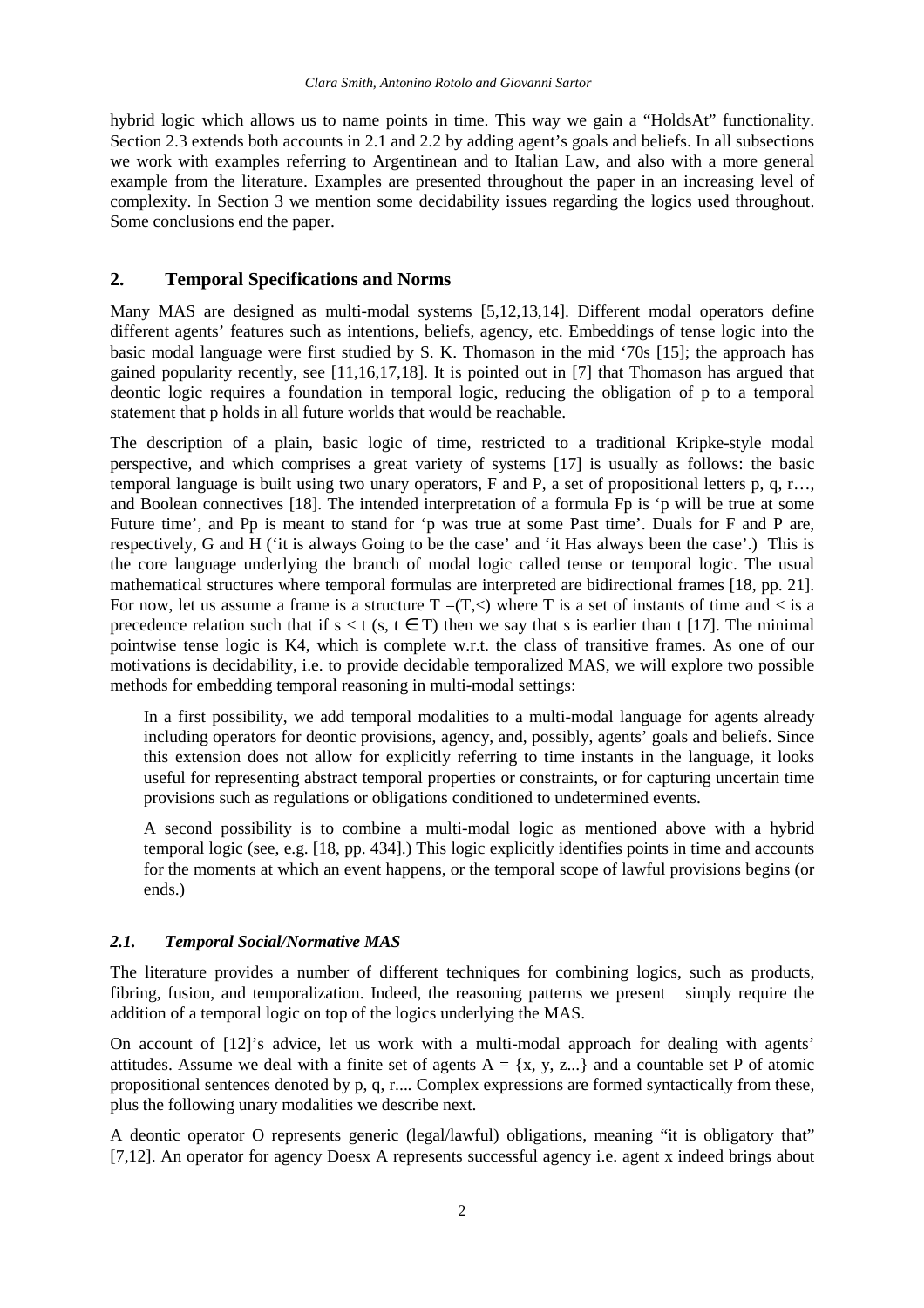hybrid logic which allows us to name points in time. This way we gain a "HoldsAt" functionality. Section 2.3 extends both accounts in 2.1 and 2.2 by adding agent's goals and beliefs. In all subsections we work with examples referring to Argentinean and to Italian Law, and also with a more general example from the literature. Examples are presented throughout the paper in an increasing level of complexity. In Section 3 we mention some decidability issues regarding the logics used throughout. Some conclusions end the paper.

## 2. Temporal Specifications and Norms

Many MAS are designed as multi-modal systems [5,12,13,14]. Different modal operators define different agents' features such as intentions, beliefs, agency, etc. Embeddings of tense logic into the basic modal language were first studied by S. K. Thomason in the mid '70s [15]; the approach has gained popularity recently, see [11,16,17,18]. It is pointed out in [7] that Thomason has argued that deontic logic requires a foundation in temporal logic, reducing the obligation of p to a temporal statement that p holds in all future worlds that would be reachable.

The description of a plain, basic logic of time, restricted to a traditional Kripke-style modal perspective, and which comprises a great variety of systems [17] is usually as follows: the basic temporal language is built using two unary operators, F and P, a set of propositional letters p, q, r…, and Boolean connectives [18]. The intended interpretation of a formula Fp is 'p will be true at some Future time', and Pp is meant to stand for 'p was true at some Past time'. Duals for F and P are, respectively, G and H ('it is always Going to be the case' and 'it Has always been the case'.) This is the core language underlying the branch of modal logic called tense or temporal logic. The usual mathematical structures where temporal formulas are interpreted are bidirectional frames [18, pp. 21]. For now, let us assume a frame is a structure $T = (T, <)$ where T is a set of instants of time and $<$ is a precedence relation such that if $s < t$ ($s, t \in T$) then we say that s is earlier than t [17]. The minimal pointwise tense logic is K4, which is complete w.r.t. the class of transitive frames. As one of our motivations is decidability, i.e. to provide decidable temporalized MAS, we will explore two possible methods for embedding temporal reasoning in multi-modal settings:

In a first possibility, we add temporal modalities to a multi-modal language for agents already including operators for deontic provisions, agency, and, possibly, agents' goals and beliefs. Since this extension does not allow for explicitly referring to time instants in the language, it looks useful for representing abstract temporal properties or constraints, or for capturing uncertain time provisions such as regulations or obligations conditioned to undetermined events.

A second possibility is to combine a multi-modal logic as mentioned above with a hybrid temporal logic (see, e.g. [18, pp. 434].) This logic explicitly identifies points in time and accounts for the moments at which an event happens, or the temporal scope of lawful provisions begins (or ends.)

### *2.1. Temporal Social/Normative MAS*

The literature provides a number of different techniques for combining logics, such as products, fibring, fusion, and temporalization. Indeed, the reasoning patterns we present simply require the addition of a temporal logic on top of the logics underlying the MAS.

On account of [12]'s advice, let us work with a multi-modal approach for dealing with agents' attitudes. Assume we deal with a finite set of agents $A = \{x, y, z...\}$ and a countable set P of atomic propositional sentences denoted by p, q, r.... Complex expressions are formed syntactically from these, plus the following unary modalities we describe next.

A deontic operator O represents generic (legal/lawful) obligations, meaning "it is obligatory that" [7,12]. An operator for agency $Does_x$ A represents successful agency i.e. agent x indeed brings about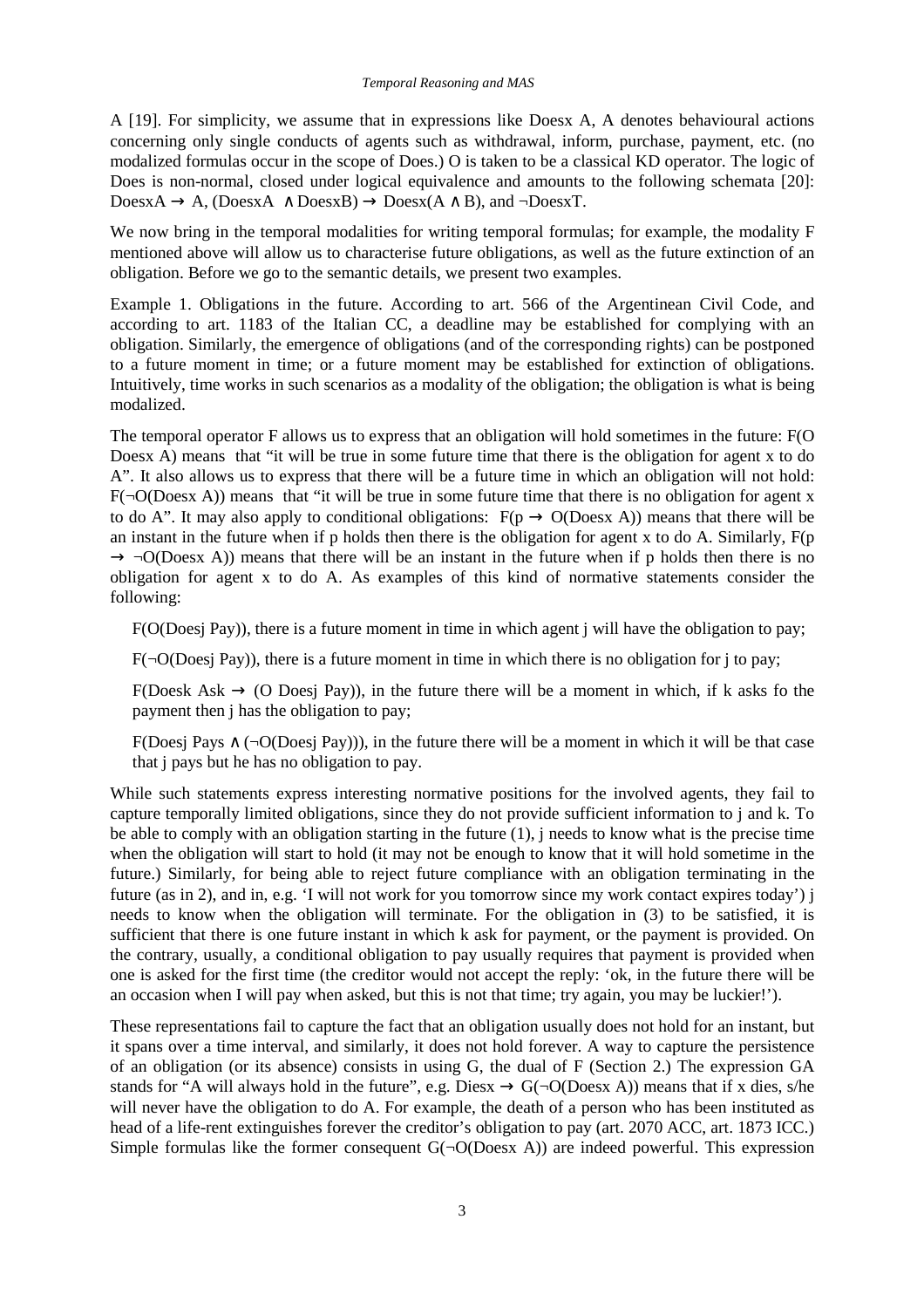A [19]. For simplicity, we assume that in expressions like Does$_x$ A, A denotes behavioural actions concerning only single conducts of agents such as withdrawal, inform, purchase, payment, etc. (no modalized formulas occur in the scope of Does.) O is taken to be a classical KD operator. The logic of Does is non-normal, closed under logical equivalence and amounts to the following schemata [20]: $Does_x A \rightarrow A$, $(Does_x A \wedge Does_x B) \rightarrow Does_x(A \wedge B)$, and $\neg Does_x T$.

We now bring in the temporal modalities for writing temporal formulas; for example, the modality F mentioned above will allow us to characterise future obligations, as well as the future extinction of an obligation. Before we go to the semantic details, we present two examples.

Example 1. Obligations in the future. According to art. 566 of the Argentinean Civil Code, and according to art. 1183 of the Italian CC, a deadline may be established for complying with an obligation. Similarly, the emergence of obligations (and of the corresponding rights) can be postponed to a future moment in time; or a future moment may be established for extinction of obligations. Intuitively, time works in such scenarios as a modality of the obligation; the obligation is what is being modalized.

The temporal operator F allows us to express that an obligation will hold sometimes in the future: $F(O\ Does_x A)$ means that "it will be true in some future time that there is the obligation for agent x to do A". It also allows us to express that there will be a future time in which an obligation will not hold: $F(\neg O(Does_x A))$ means that "it will be true in some future time that there is no obligation for agent x to do A". It may also apply to conditional obligations: $F(p \rightarrow O(Does_x A))$ means that there will be an instant in the future when if p holds then there is the obligation for agent x to do A. Similarly, $F(p \rightarrow \neg O(Does_x A))$ means that there will be an instant in the future when if p holds then there is no obligation for agent x to do A. As examples of this kind of normative statements consider the following:

$F(O(Does_j Pay))$, there is a future moment in time in which agent j will have the obligation to pay;

$F(\neg O(Does_j Pay))$, there is a future moment in time in which there is no obligation for j to pay;

$F(Does_k Ask \rightarrow (O\ Does_j Pay))$, in the future there will be a moment in which, if k asks fo the payment then j has the obligation to pay;

$F(Does_j Pays \wedge (\neg O(Does_j Pay)))$, in the future there will be a moment in which it will be that case that j pays but he has no obligation to pay.

While such statements express interesting normative positions for the involved agents, they fail to capture temporally limited obligations, since they do not provide sufficient information to j and k. To be able to comply with an obligation starting in the future (1), j needs to know what is the precise time when the obligation will start to hold (it may not be enough to know that it will hold sometime in the future.) Similarly, for being able to reject future compliance with an obligation terminating in the future (as in 2), and in, e.g. 'I will not work for you tomorrow since my work contact expires today') j needs to know when the obligation will terminate. For the obligation in (3) to be satisfied, it is sufficient that there is one future instant in which k ask for payment, or the payment is provided. On the contrary, usually, a conditional obligation to pay usually requires that payment is provided when one is asked for the first time (the creditor would not accept the reply: 'ok, in the future there will be an occasion when I will pay when asked, but this is not that time; try again, you may be luckier!').

These representations fail to capture the fact that an obligation usually does not hold for an instant, but it spans over a time interval, and similarly, it does not hold forever. A way to capture the persistence of an obligation (or its absence) consists in using G, the dual of F (Section 2.) The expression GA stands for "A will always hold in the future", e.g. $Dies_x \rightarrow G(\neg O(Does_x A))$ means that if x dies, s/he will never have the obligation to do A. For example, the death of a person who has been instituted as head of a life-rent extinguishes forever the creditor's obligation to pay (art. 2070 ACC, art. 1873 ICC.) Simple formulas like the former consequent $G(\neg O(Does_x A))$ are indeed powerful. This expression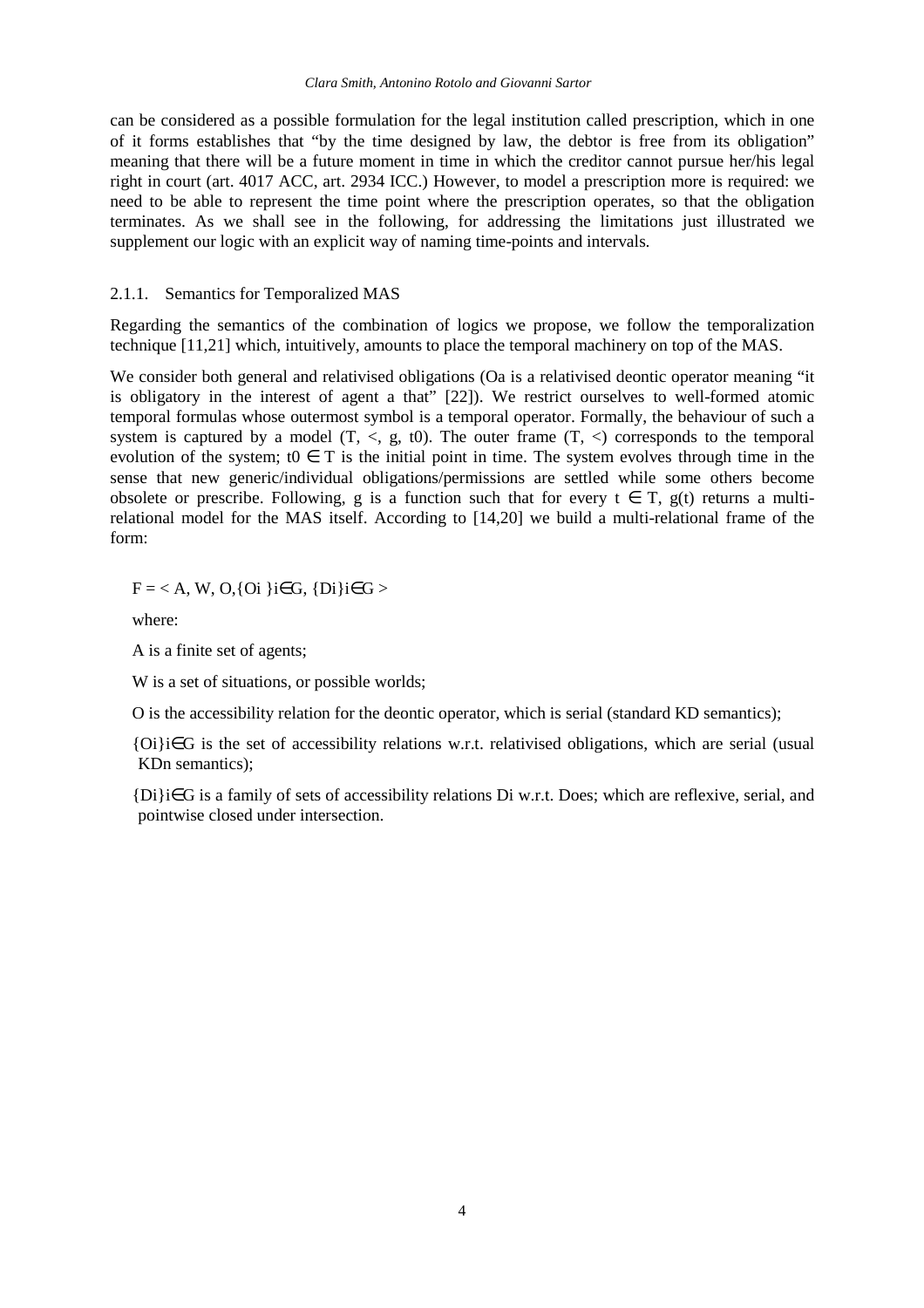can be considered as a possible formulation for the legal institution called prescription, which in one of it forms establishes that "by the time designed by law, the debtor is free from its obligation" meaning that there will be a future moment in time in which the creditor cannot pursue her/his legal right in court (art. 4017 ACC, art. 2934 ICC.) However, to model a prescription more is required: we need to be able to represent the time point where the prescription operates, so that the obligation terminates. As we shall see in the following, for addressing the limitations just illustrated we supplement our logic with an explicit way of naming time-points and intervals.

### 2.1.1. Semantics for Temporalized MAS

Regarding the semantics of the combination of logics we propose, we follow the temporalization technique [11,21] which, intuitively, amounts to place the temporal machinery on top of the MAS.

We consider both general and relativised obligations ($O_a$ is a relativised deontic operator meaning "it is obligatory in the interest of agent a that" [22]). We restrict ourselves to well-formed atomic temporal formulas whose outermost symbol is a temporal operator. Formally, the behaviour of such a system is captured by a model $(T, <, g, t_0)$. The outer frame $(T, <)$ corresponds to the temporal evolution of the system; $t_0 \in T$ is the initial point in time. The system evolves through time in the sense that new generic/individual obligations/permissions are settled while some others become obsolete or prescribe. Following, g is a function such that for every $t \in T$, $g(t)$ returns a multi-relational model for the MAS itself. According to [14,20] we build a multi-relational frame of the form:

$F = < A, W, O, \{O_i\}_{i \in G}, \{D_i\}_{i \in G} >$

where:

A is a finite set of agents;

W is a set of situations, or possible worlds;

O is the accessibility relation for the deontic operator, which is serial (standard KD semantics);

$\{O_i\}_{i \in G}$ is the set of accessibility relations w.r.t. relativised obligations, which are serial (usual KDn semantics);

$\{D_i\}_{i \in G}$ is a family of sets of accessibility relations $D_i$ w.r.t. Does; which are reflexive, serial, and pointwise closed under intersection.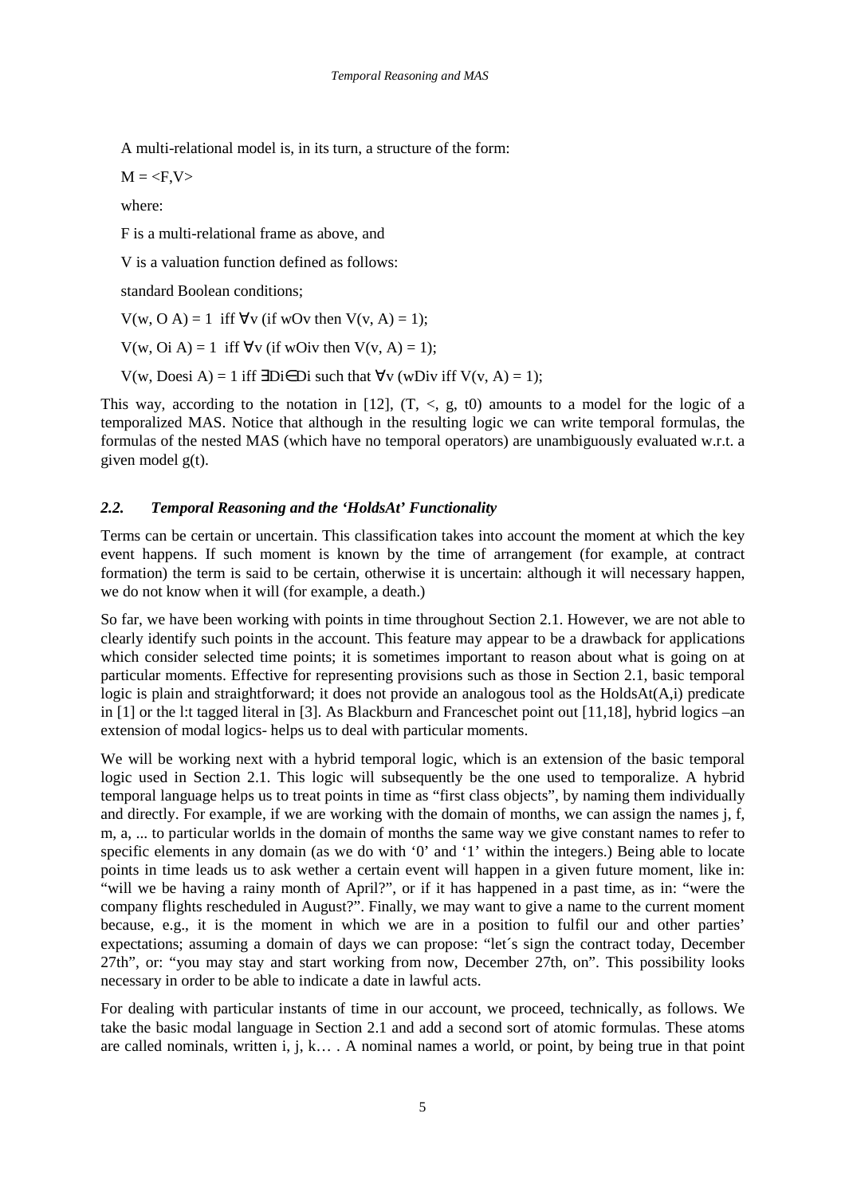A multi-relational model is, in its turn, a structure of the form:

$M = \langle F,V \rangle$

where:

F is a multi-relational frame as above, and

V is a valuation function defined as follows:

standard Boolean conditions;

$V(w, O\ A) = 1$ iff $\forall v$ (if $wOv$ then $V(v, A) = 1$);

$V(w, O_i\ A) = 1$ iff $\forall v$ (if $wO_iv$ then $V(v, A) = 1$);

$V(w, Does_i\ A) = 1$ iff $\exists D_i \in D_i$ such that $\forall v$ ($wD_iv$ iff $V(v, A) = 1$);

This way, according to the notation in [12], $(T, <, g, t0)$ amounts to a model for the logic of a temporalized MAS. Notice that although in the resulting logic we can write temporal formulas, the formulas of the nested MAS (which have no temporal operators) are unambiguously evaluated w.r.t. a given model $g(t)$.

### *2.2. Temporal Reasoning and the 'HoldsAt' Functionality*

Terms can be certain or uncertain. This classification takes into account the moment at which the key event happens. If such moment is known by the time of arrangement (for example, at contract formation) the term is said to be certain, otherwise it is uncertain: although it will necessary happen, we do not know when it will (for example, a death.)

So far, we have been working with points in time throughout Section 2.1. However, we are not able to clearly identify such points in the account. This feature may appear to be a drawback for applications which consider selected time points; it is sometimes important to reason about what is going on at particular moments. Effective for representing provisions such as those in Section 2.1, basic temporal logic is plain and straightforward; it does not provide an analogous tool as the HoldsAt(A,i) predicate in [1] or the l:t tagged literal in [3]. As Blackburn and Franceschet point out [11,18], hybrid logics –an extension of modal logics- helps us to deal with particular moments.

We will be working next with a hybrid temporal logic, which is an extension of the basic temporal logic used in Section 2.1. This logic will subsequently be the one used to temporalize. A hybrid temporal language helps us to treat points in time as "first class objects", by naming them individually and directly. For example, if we are working with the domain of months, we can assign the names j, f, m, a, ... to particular worlds in the domain of months the same way we give constant names to refer to specific elements in any domain (as we do with '0' and '1' within the integers.) Being able to locate points in time leads us to ask wether a certain event will happen in a given future moment, like in: "will we be having a rainy month of April?", or if it has happened in a past time, as in: "were the company flights rescheduled in August?". Finally, we may want to give a name to the current moment because, e.g., it is the moment in which we are in a position to fulfil our and other parties' expectations; assuming a domain of days we can propose: "let´s sign the contract today, December 27th", or: "you may stay and start working from now, December 27th, on". This possibility looks necessary in order to be able to indicate a date in lawful acts.

For dealing with particular instants of time in our account, we proceed, technically, as follows. We take the basic modal language in Section 2.1 and add a second sort of atomic formulas. These atoms are called nominals, written i, j, k… . A nominal names a world, or point, by being true in that point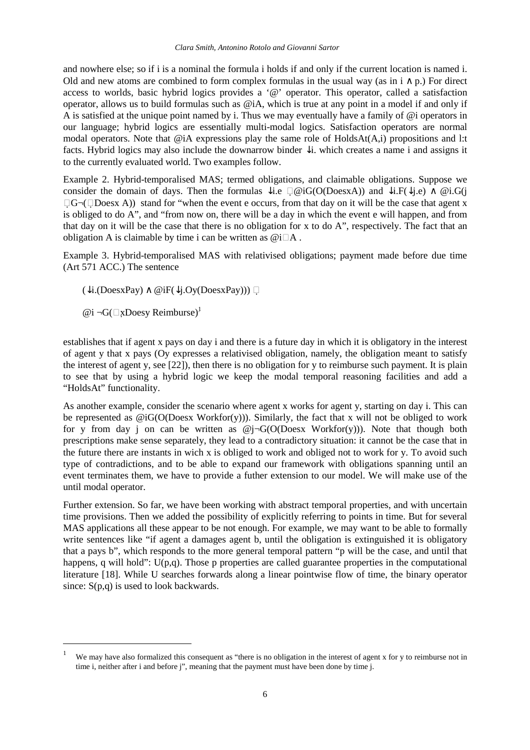and nowhere else; so if i is a nominal the formula i holds if and only if the current location is named i. Old and new atoms are combined to form complex formulas in the usual way (as in $i \wedge p$.) For direct access to worlds, basic hybrid logics provides a '@' operator. This operator, called a satisfaction operator, allows us to build formulas such as $@_i A$, which is true at any point in a model if and only if A is satisfied at the unique point named by i. Thus we may eventually have a family of $@_i$ operators in our language; hybrid logics are essentially multi-modal logics. Satisfaction operators are normal modal operators. Note that $@_i A$ expressions play the same role of HoldsAt(A,i) propositions and l:t facts. Hybrid logics may also include the downarrow binder $\downarrow i$. which creates a name i and assigns it to the currently evaluated world. Two examples follow.

Example 2. Hybrid-temporalised MAS; termed obligations, and claimable obligations. Suppose we consider the domain of days. Then the formulas $\downarrow i.e \rightarrow @_i G(O(Does_x A))$ and $\downarrow i.F(\downarrow j.e) \wedge @_i.G(j \rightarrow G\neg(\square Does_x A))$ stand for "when the event e occurs, from that day on it will be the case that agent x is obliged to do A", and "from now on, there will be a day in which the event e will happen, and from that day on it will be the case that there is no obligation for x to do A", respectively. The fact that an obligation A is claimable by time i can be written as $@_i \square A$ .

Example 3. Hybrid-temporalised MAS with relativised obligations; payment made before due time (Art 571 ACC.) The sentence

$$(\downarrow i.(Does_x Pay) \wedge @_i F(\downarrow j.O_y(Does_x Pay))) \rightarrow$$

$$@_i \neg G(\square_x Does_y \, Reimburse)$$ [1]

establishes that if agent x pays on day i and there is a future day in which it is obligatory in the interest of agent y that x pays ($O_y$ expresses a relativised obligation, namely, the obligation meant to satisfy the interest of agent y, see [22]), then there is no obligation for y to reimburse such payment. It is plain to see that by using a hybrid logic we keep the modal temporal reasoning facilities and add a "HoldsAt" functionality.

As another example, consider the scenario where agent x works for agent y, starting on day i. This can be represented as $@_i G(O(Does_x Workfor(y)))$. Similarly, the fact that x will not be obliged to work for y from day j on can be written as $@_j \neg G(O(Does_x Workfor(y)))$. Note that though both prescriptions make sense separately, they lead to a contradictory situation: it cannot be the case that in the future there are instants in which x is obliged to work and obliged not to work for y. To avoid such type of contradictions, and to be able to expand our framework with obligations spanning until an event terminates them, we have to provide a futher extension to our model. We will make use of the until modal operator.

Further extension. So far, we have been working with abstract temporal properties, and with uncertain time provisions. Then we added the possibility of explicitly referring to points in time. But for several MAS applications all these appear to be not enough. For example, we may want to be able to formally write sentences like "if agent a damages agent b, until the obligation is extinguished it is obligatory that a pays b", which responds to the more general temporal pattern "p will be the case, and until that happens, q will hold": $U(p,q)$. Those p properties are called guarantee properties in the computational literature [18]. While U searches forwards along a linear pointwise flow of time, the binary operator since: $S(p,q)$ is used to look backwards.

[1] We may have also formalized this consequent as "there is no obligation in the interest of agent x for y to reimburse not in time i, neither after i and before j", meaning that the payment must have been done by time j.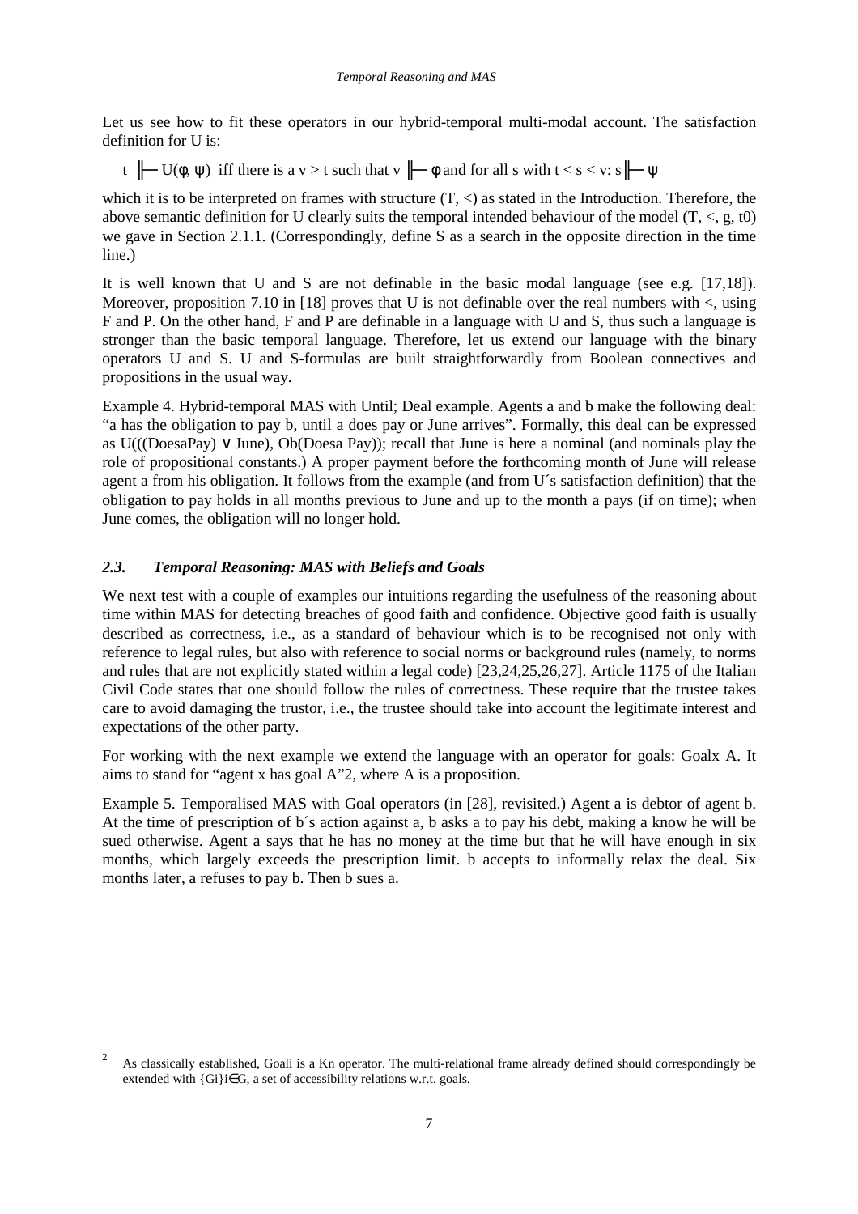Let us see how to fit these operators in our hybrid-temporal multi-modal account. The satisfaction definition for U is:

$t \Vdash U(\phi, \psi)$ iff there is a $v > t$ such that $v \Vdash \phi$ and for all s with $t < s < v$: $s \Vdash \psi$

which it is to be interpreted on frames with structure $(T, <)$ as stated in the Introduction. Therefore, the above semantic definition for U clearly suits the temporal intended behaviour of the model $(T, <, g, t0)$ we gave in Section 2.1.1. (Correspondingly, define S as a search in the opposite direction in the time line.)

It is well known that U and S are not definable in the basic modal language (see e.g. [17,18]). Moreover, proposition 7.10 in [18] proves that U is not definable over the real numbers with <, using F and P. On the other hand, F and P are definable in a language with U and S, thus such a language is stronger than the basic temporal language. Therefore, let us extend our language with the binary operators U and S. U and S-formulas are built straightforwardly from Boolean connectives and propositions in the usual way.

Example 4. Hybrid-temporal MAS with Until; Deal example. Agents a and b make the following deal: "a has the obligation to pay b, until a does pay or June arrives". Formally, this deal can be expressed as U(((DoesaPay) ∨ June), Ob(Doesa Pay)); recall that June is here a nominal (and nominals play the role of propositional constants.) A proper payment before the forthcoming month of June will release agent a from his obligation. It follows from the example (and from U´s satisfaction definition) that the obligation to pay holds in all months previous to June and up to the month a pays (if on time); when June comes, the obligation will no longer hold.

### *2.3. Temporal Reasoning: MAS with Beliefs and Goals*

We next test with a couple of examples our intuitions regarding the usefulness of the reasoning about time within MAS for detecting breaches of good faith and confidence. Objective good faith is usually described as correctness, i.e., as a standard of behaviour which is to be recognised not only with reference to legal rules, but also with reference to social norms or background rules (namely, to norms and rules that are not explicitly stated within a legal code) [23,24,25,26,27]. Article 1175 of the Italian Civil Code states that one should follow the rules of correctness. These require that the trustee takes care to avoid damaging the trustor, i.e., the trustee should take into account the legitimate interest and expectations of the other party.

For working with the next example we extend the language with an operator for goals: Goalx A. It aims to stand for "agent x has goal A"[2], where A is a proposition.

Example 5. Temporalised MAS with Goal operators (in [28], revisited.) Agent a is debtor of agent b. At the time of prescription of b´s action against a, b asks a to pay his debt, making a know he will be sued otherwise. Agent a says that he has no money at the time but that he will have enough in six months, which largely exceeds the prescription limit. b accepts to informally relax the deal. Six months later, a refuses to pay b. Then b sues a.

---

[2] As classically established, $Goal_i$ is a Kn operator. The multi-relational frame already defined should correspondingly be extended with $\{G_i\}_{i \in G}$, a set of accessibility relations w.r.t. goals.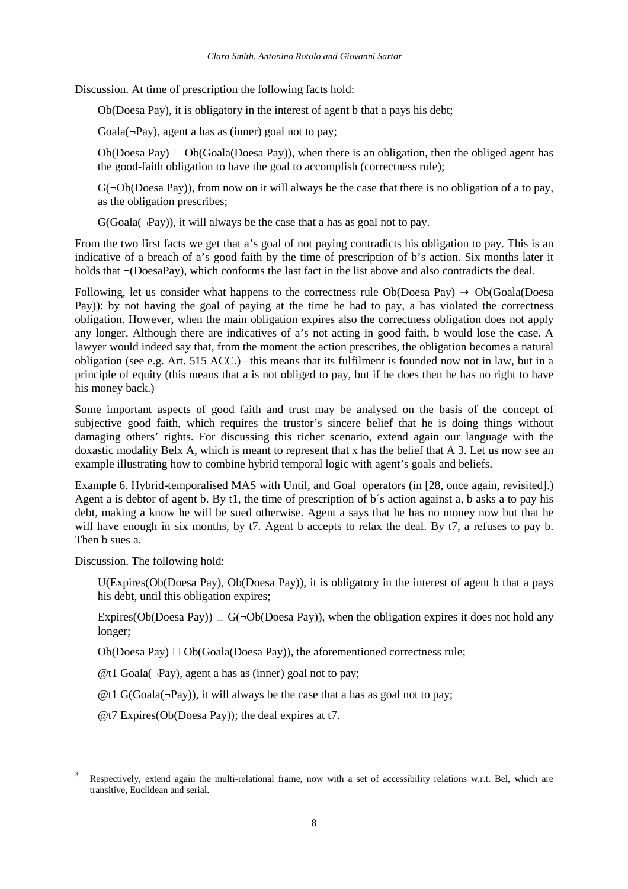Discussion. At time of prescription the following facts hold:

> Ob(Doesa Pay), it is obligatory in the interest of agent b that a pays his debt;
>
> Goala(¬Pay), agent a has as (inner) goal not to pay;
>
> Ob(Doesa Pay)  Ob(Goala(Doesa Pay)), when there is an obligation, then the obliged agent has the good-faith obligation to have the goal to accomplish (correctness rule);
>
> G(¬Ob(Doesa Pay)), from now on it will always be the case that there is no obligation of a to pay, as the obligation prescribes;
>
> G(Goala(¬Pay)), it will always be the case that a has as goal not to pay.

From the two first facts we get that a's goal of not paying contradicts his obligation to pay. This is an indicative of a breach of a's good faith by the time of prescription of b's action. Six months later it holds that ¬(DoesaPay), which conforms the last fact in the list above and also contradicts the deal.

Following, let us consider what happens to the correctness rule Ob(Doesa Pay) → Ob(Goala(Doesa Pay)): by not having the goal of paying at the time he had to pay, a has violated the correctness obligation. However, when the main obligation expires also the correctness obligation does not apply any longer. Although there are indicatives of a's not acting in good faith, b would lose the case. A lawyer would indeed say that, from the moment the action prescribes, the obligation becomes a natural obligation (see e.g. Art. 515 ACC.) –this means that its fulfilment is founded now not in law, but in a principle of equity (this means that a is not obliged to pay, but if he does then he has no right to have his money back.)

Some important aspects of good faith and trust may be analysed on the basis of the concept of subjective good faith, which requires the trustor's sincere belief that he is doing things without damaging others' rights. For discussing this richer scenario, extend again our language with the doxastic modality Belx A, which is meant to represent that x has the belief that A [3]. Let us now see an example illustrating how to combine hybrid temporal logic with agent's goals and beliefs.

Example 6. Hybrid-temporalised MAS with Until, and Goal operators (in [28, once again, revisited].) Agent a is debtor of agent b. By t1, the time of prescription of b´s action against a, b asks a to pay his debt, making a know he will be sued otherwise. Agent a says that he has no money now but that he will have enough in six months, by t7. Agent b accepts to relax the deal. By t7, a refuses to pay b. Then b sues a.

Discussion. The following hold:

> U(Expires(Ob(Doesa Pay), Ob(Doesa Pay)), it is obligatory in the interest of agent b that a pays his debt, until this obligation expires;
>
> Expires(Ob(Doesa Pay))  G(¬Ob(Doesa Pay)), when the obligation expires it does not hold any longer;
>
> Ob(Doesa Pay)  Ob(Goala(Doesa Pay)), the aforementioned correctness rule;
>
> @t1 Goala(¬Pay), agent a has as (inner) goal not to pay;
>
> @t1 G(Goala(¬Pay)), it will always be the case that a has as goal not to pay;
>
> @t7 Expires(Ob(Doesa Pay)); the deal expires at t7.

---

[3] Respectively, extend again the multi-relational frame, now with a set of accessibility relations w.r.t. Bel, which are transitive, Euclidean and serial.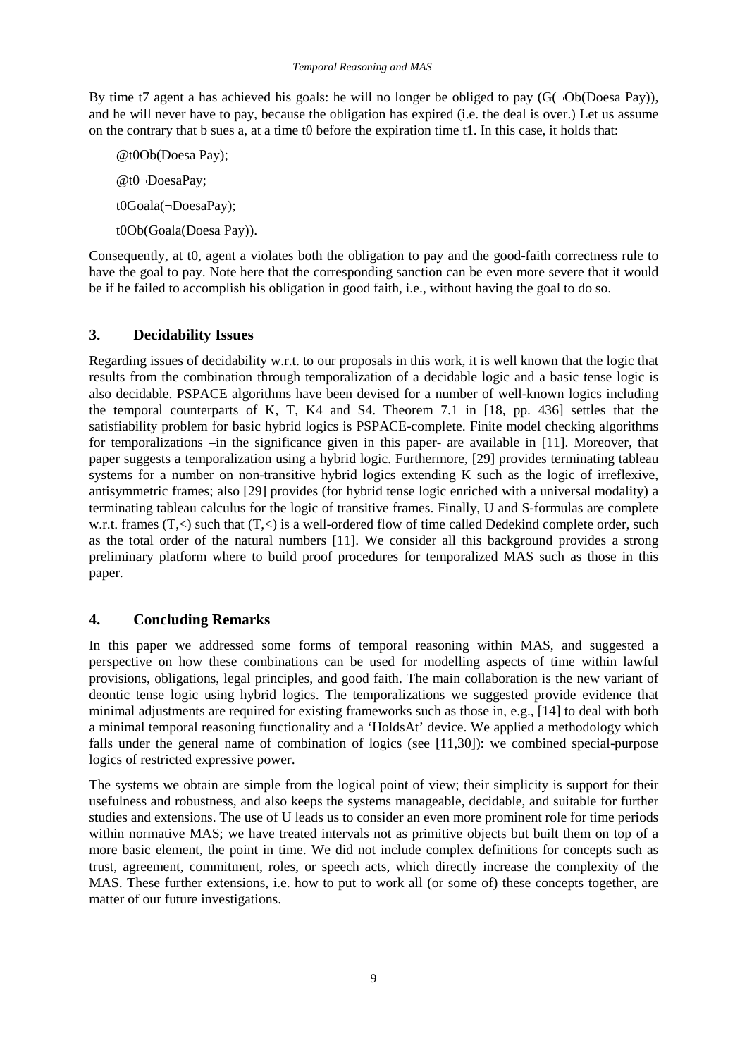By time t7 agent a has achieved his goals: he will no longer be obliged to pay (G(¬Ob(Doesa Pay)), and he will never have to pay, because the obligation has expired (i.e. the deal is over.) Let us assume on the contrary that b sues a, at a time t0 before the expiration time t1. In this case, it holds that:

@t0Ob(Doesa Pay);

@t0¬DoesaPay;

t0Goala(¬DoesaPay);

t0Ob(Goala(Doesa Pay)).

Consequently, at t0, agent a violates both the obligation to pay and the good-faith correctness rule to have the goal to pay. Note here that the corresponding sanction can be even more severe that it would be if he failed to accomplish his obligation in good faith, i.e., without having the goal to do so.

## 3. Decidability Issues

Regarding issues of decidability w.r.t. to our proposals in this work, it is well known that the logic that results from the combination through temporalization of a decidable logic and a basic tense logic is also decidable. PSPACE algorithms have been devised for a number of well-known logics including the temporal counterparts of K, T, K4 and S4. Theorem 7.1 in [18, pp. 436] settles that the satisfiability problem for basic hybrid logics is PSPACE-complete. Finite model checking algorithms for temporalizations –in the significance given in this paper- are available in [11]. Moreover, that paper suggests a temporalization using a hybrid logic. Furthermore, [29] provides terminating tableau systems for a number on non-transitive hybrid logics extending K such as the logic of irreflexive, antisymmetric frames; also [29] provides (for hybrid tense logic enriched with a universal modality) a terminating tableau calculus for the logic of transitive frames. Finally, U and S-formulas are complete w.r.t. frames (T,<) such that (T,<) is a well-ordered flow of time called Dedekind complete order, such as the total order of the natural numbers [11]. We consider all this background provides a strong preliminary platform where to build proof procedures for temporalized MAS such as those in this paper.

## 4. Concluding Remarks

In this paper we addressed some forms of temporal reasoning within MAS, and suggested a perspective on how these combinations can be used for modelling aspects of time within lawful provisions, obligations, legal principles, and good faith. The main collaboration is the new variant of deontic tense logic using hybrid logics. The temporalizations we suggested provide evidence that minimal adjustments are required for existing frameworks such as those in, e.g., [14] to deal with both a minimal temporal reasoning functionality and a 'HoldsAt' device. We applied a methodology which falls under the general name of combination of logics (see [11,30]): we combined special-purpose logics of restricted expressive power.

The systems we obtain are simple from the logical point of view; their simplicity is support for their usefulness and robustness, and also keeps the systems manageable, decidable, and suitable for further studies and extensions. The use of U leads us to consider an even more prominent role for time periods within normative MAS; we have treated intervals not as primitive objects but built them on top of a more basic element, the point in time. We did not include complex definitions for concepts such as trust, agreement, commitment, roles, or speech acts, which directly increase the complexity of the MAS. These further extensions, i.e. how to put to work all (or some of) these concepts together, are matter of our future investigations.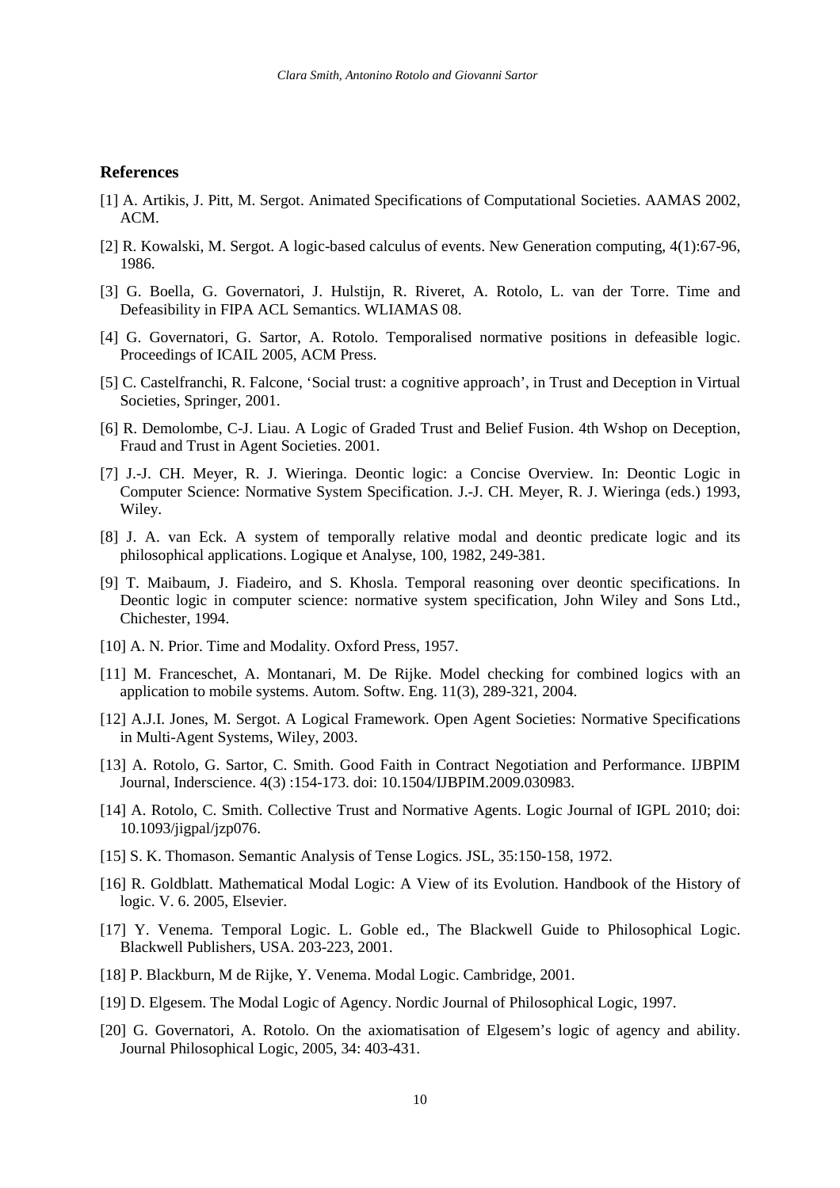## References

[1] A. Artikis, J. Pitt, M. Sergot. Animated Specifications of Computational Societies. AAMAS 2002, ACM.

[2] R. Kowalski, M. Sergot. A logic-based calculus of events. New Generation computing, 4(1):67-96, 1986.

[3] G. Boella, G. Governatori, J. Hulstijn, R. Riveret, A. Rotolo, L. van der Torre. Time and Defeasibility in FIPA ACL Semantics. WLIAMAS 08.

[4] G. Governatori, G. Sartor, A. Rotolo. Temporalised normative positions in defeasible logic. Proceedings of ICAIL 2005, ACM Press.

[5] C. Castelfranchi, R. Falcone, 'Social trust: a cognitive approach', in Trust and Deception in Virtual Societies, Springer, 2001.

[6] R. Demolombe, C-J. Liau. A Logic of Graded Trust and Belief Fusion. 4th Wshop on Deception, Fraud and Trust in Agent Societies. 2001.

[7] J.-J. CH. Meyer, R. J. Wieringa. Deontic logic: a Concise Overview. In: Deontic Logic in Computer Science: Normative System Specification. J.-J. CH. Meyer, R. J. Wieringa (eds.) 1993, Wiley.

[8] J. A. van Eck. A system of temporally relative modal and deontic predicate logic and its philosophical applications. Logique et Analyse, 100, 1982, 249-381.

[9] T. Maibaum, J. Fiadeiro, and S. Khosla. Temporal reasoning over deontic specifications. In Deontic logic in computer science: normative system specification, John Wiley and Sons Ltd., Chichester, 1994.

[10] A. N. Prior. Time and Modality. Oxford Press, 1957.

[11] M. Franceschet, A. Montanari, M. De Rijke. Model checking for combined logics with an application to mobile systems. Autom. Softw. Eng. 11(3), 289-321, 2004.

[12] A.J.I. Jones, M. Sergot. A Logical Framework. Open Agent Societies: Normative Specifications in Multi-Agent Systems, Wiley, 2003.

[13] A. Rotolo, G. Sartor, C. Smith. Good Faith in Contract Negotiation and Performance. IJBPIM Journal, Inderscience. 4(3) :154-173. doi: 10.1504/IJBPIM.2009.030983.

[14] A. Rotolo, C. Smith. Collective Trust and Normative Agents. Logic Journal of IGPL 2010; doi: 10.1093/jigpal/jzp076.

[15] S. K. Thomason. Semantic Analysis of Tense Logics. JSL, 35:150-158, 1972.

[16] R. Goldblatt. Mathematical Modal Logic: A View of its Evolution. Handbook of the History of logic. V. 6. 2005, Elsevier.

[17] Y. Venema. Temporal Logic. L. Goble ed., The Blackwell Guide to Philosophical Logic. Blackwell Publishers, USA. 203-223, 2001.

[18] P. Blackburn, M de Rijke, Y. Venema. Modal Logic. Cambridge, 2001.

[19] D. Elgesem. The Modal Logic of Agency. Nordic Journal of Philosophical Logic, 1997.

[20] G. Governatori, A. Rotolo. On the axiomatisation of Elgesem's logic of agency and ability. Journal Philosophical Logic, 2005, 34: 403-431.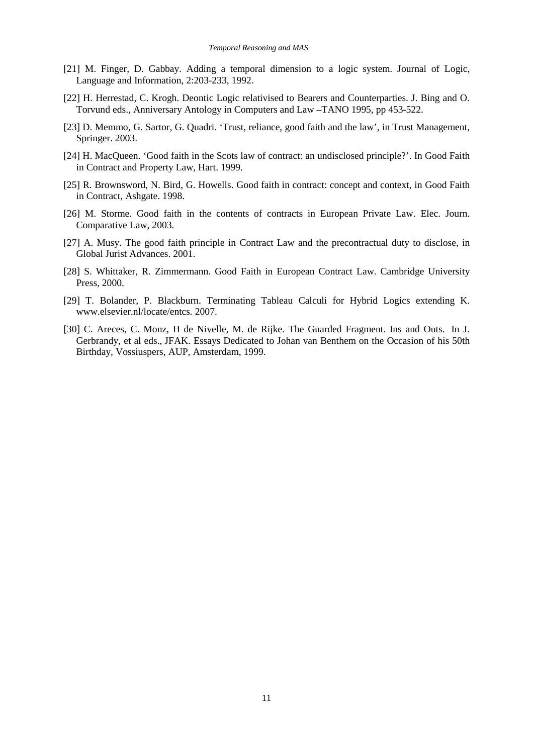[21] M. Finger, D. Gabbay. Adding a temporal dimension to a logic system. Journal of Logic, Language and Information, 2:203-233, 1992.

[22] H. Herrestad, C. Krogh. Deontic Logic relativised to Bearers and Counterparties. J. Bing and O. Torvund eds., Anniversary Antology in Computers and Law –TANO 1995, pp 453-522.

[23] D. Memmo, G. Sartor, G. Quadri. 'Trust, reliance, good faith and the law', in Trust Management, Springer. 2003.

[24] H. MacQueen. 'Good faith in the Scots law of contract: an undisclosed principle?'. In Good Faith in Contract and Property Law, Hart. 1999.

[25] R. Brownsword, N. Bird, G. Howells. Good faith in contract: concept and context, in Good Faith in Contract, Ashgate. 1998.

[26] M. Storme. Good faith in the contents of contracts in European Private Law. Elec. Journ. Comparative Law, 2003.

[27] A. Musy. The good faith principle in Contract Law and the precontractual duty to disclose, in Global Jurist Advances. 2001.

[28] S. Whittaker, R. Zimmermann. Good Faith in European Contract Law. Cambridge University Press, 2000.

[29] T. Bolander, P. Blackburn. Terminating Tableau Calculi for Hybrid Logics extending K. www.elsevier.nl/locate/entcs. 2007.

[30] C. Areces, C. Monz, H de Nivelle, M. de Rijke. The Guarded Fragment. Ins and Outs. In J. Gerbrandy, et al eds., JFAK. Essays Dedicated to Johan van Benthem on the Occasion of his 50th Birthday, Vossiuspers, AUP, Amsterdam, 1999.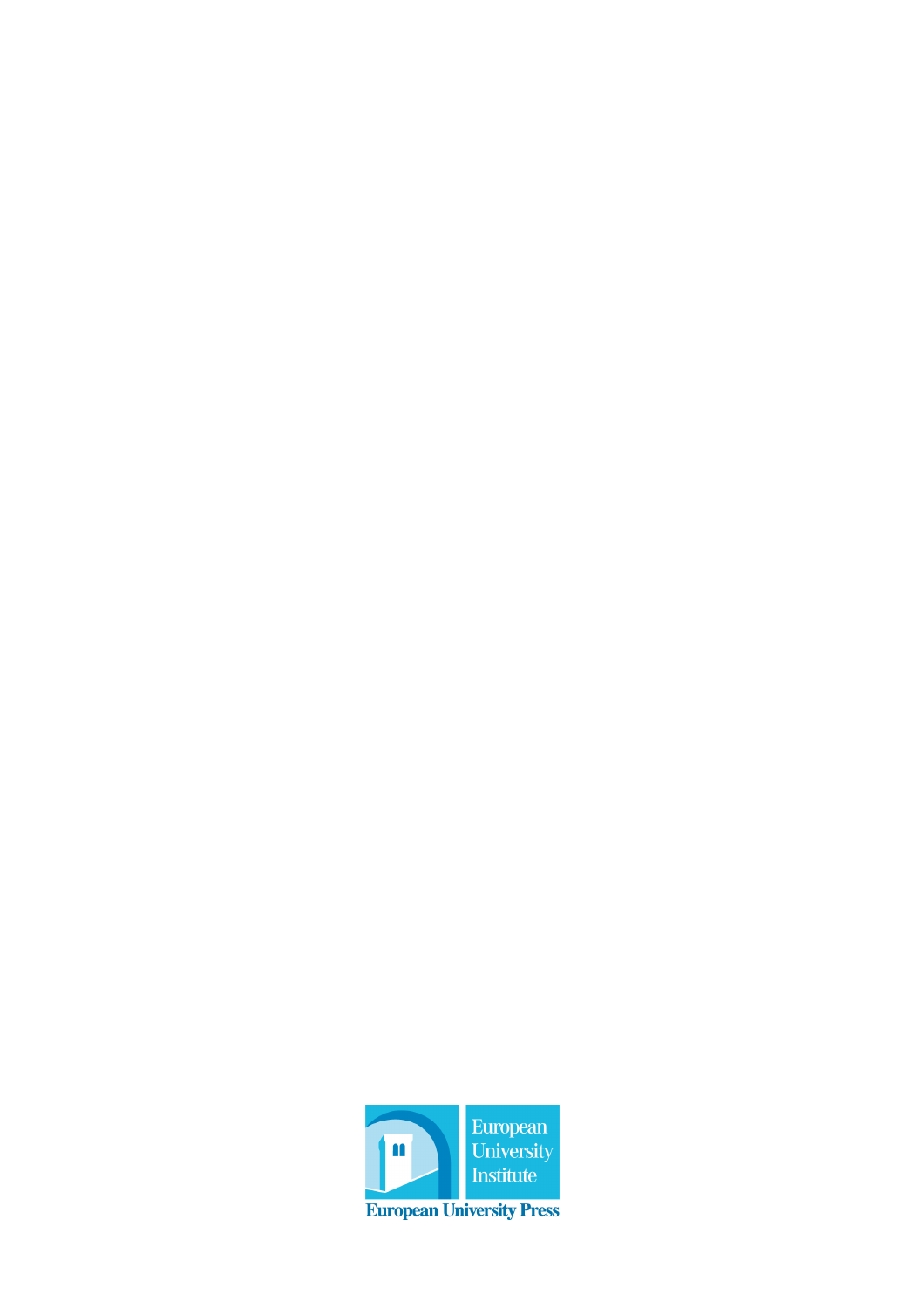European
University
Institute

European University Press